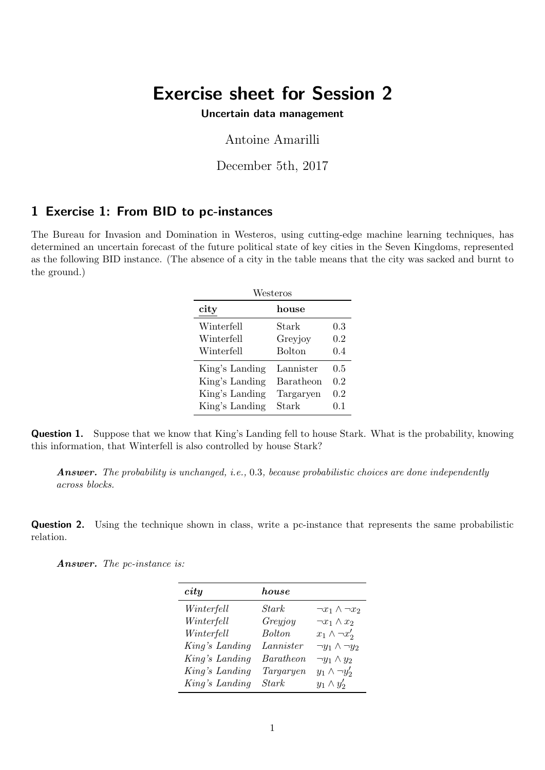# Exercise sheet for Session 2

**Uncertain data management**

Antoine Amarilli

December 5th, 2017

## 1 Exercise 1: From BID to pc-instances

The Bureau for Invasion and Domination in Westeros, using cutting-edge machine learning techniques, has determined an uncertain forecast of the future political state of key cities in the Seven Kingdoms, represented as the following BID instance. (The absence of a city in the table means that the city was sacked and burnt to the ground.)

Westeros

| city | house | |
|---|---|---|
| Winterfell | Stark | 0.3 |
| Winterfell | Greyjoy | 0.2 |
| Winterfell | Bolton | 0.4 |
| King's Landing | Lannister | 0.5 |
| King's Landing | Baratheon | 0.2 |
| King's Landing | Targaryen | 0.2 |
| King's Landing | Stark | 0.1 |

**Question 1.** Suppose that we know that King's Landing fell to house Stark. What is the probability, knowing this information, that Winterfell is also controlled by house Stark?

> ***Answer.*** *The probability is unchanged, i.e.,* 0.3*, because probabilistic choices are done independently across blocks.*

**Question 2.** Using the technique shown in class, write a pc-instance that represents the same probabilistic relation.

> ***Answer.*** *The pc-instance is:*

| *city* | *house* | |
|---|---|---|
| *Winterfell* | *Stark* | $\neg x_1 \wedge \neg x_2$ |
| *Winterfell* | *Greyjoy* | $\neg x_1 \wedge x_2$ |
| *Winterfell* | *Bolton* | $x_1 \wedge \neg x'_2$ |
| *King's Landing* | *Lannister* | $\neg y_1 \wedge \neg y_2$ |
| *King's Landing* | *Baratheon* | $\neg y_1 \wedge y_2$ |
| *King's Landing* | *Targaryen* | $y_1 \wedge \neg y'_2$ |
| *King's Landing* | *Stark* | $y_1 \wedge y'_2$ |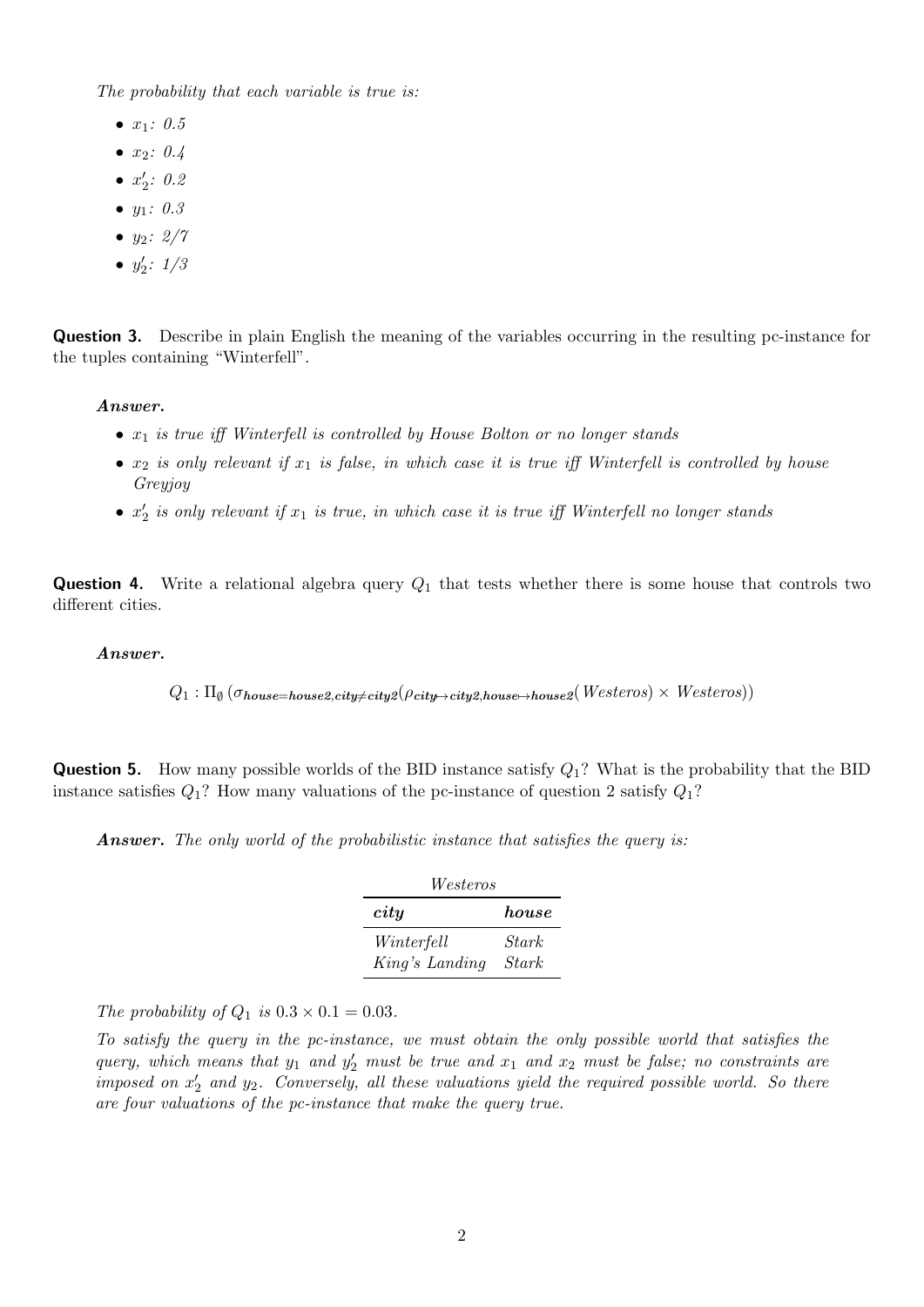*The probability that each variable is true is:*

- $x_1$: *0.5*
- $x_2$: *0.4*
- $x'_2$: *0.2*
- $y_1$: *0.3*
- $y_2$: *2/7*
- $y'_2$: *1/3*

**Question 3.** Describe in plain English the meaning of the variables occurring in the resulting pc-instance for the tuples containing "Winterfell".

***Answer.***

- $x_1$ *is true iff Winterfell is controlled by House Bolton or no longer stands*
- $x_2$ *is only relevant if* $x_1$ *is false, in which case it is true iff Winterfell is controlled by house Greyjoy*
- $x'_2$ *is only relevant if* $x_1$ *is true, in which case it is true iff Winterfell no longer stands*

**Question 4.** Write a relational algebra query $Q_1$ that tests whether there is some house that controls two different cities.

***Answer.***

$$Q_1 : \Pi_{\emptyset}\left(\sigma_{house=house2, city\neq city2}(\rho_{city\mapsto city2, house\mapsto house2}(Westeros) \times Westeros)\right)$$

**Question 5.** How many possible worlds of the BID instance satisfy $Q_1$? What is the probability that the BID instance satisfies $Q_1$? How many valuations of the pc-instance of question 2 satisfy $Q_1$?

***Answer.*** *The only world of the probabilistic instance that satisfies the query is:*

*Westeros*

| ***city*** | ***house*** |
|---|---|
| *Winterfell* | *Stark* |
| *King's Landing* | *Stark* |

*The probability of* $Q_1$ *is* $0.3 \times 0.1 = 0.03$.

*To satisfy the query in the pc-instance, we must obtain the only possible world that satisfies the query, which means that* $y_1$ *and* $y'_2$ *must be true and* $x_1$ *and* $x_2$ *must be false; no constraints are imposed on* $x'_2$ *and* $y_2$*. Conversely, all these valuations yield the required possible world. So there are four valuations of the pc-instance that make the query true.*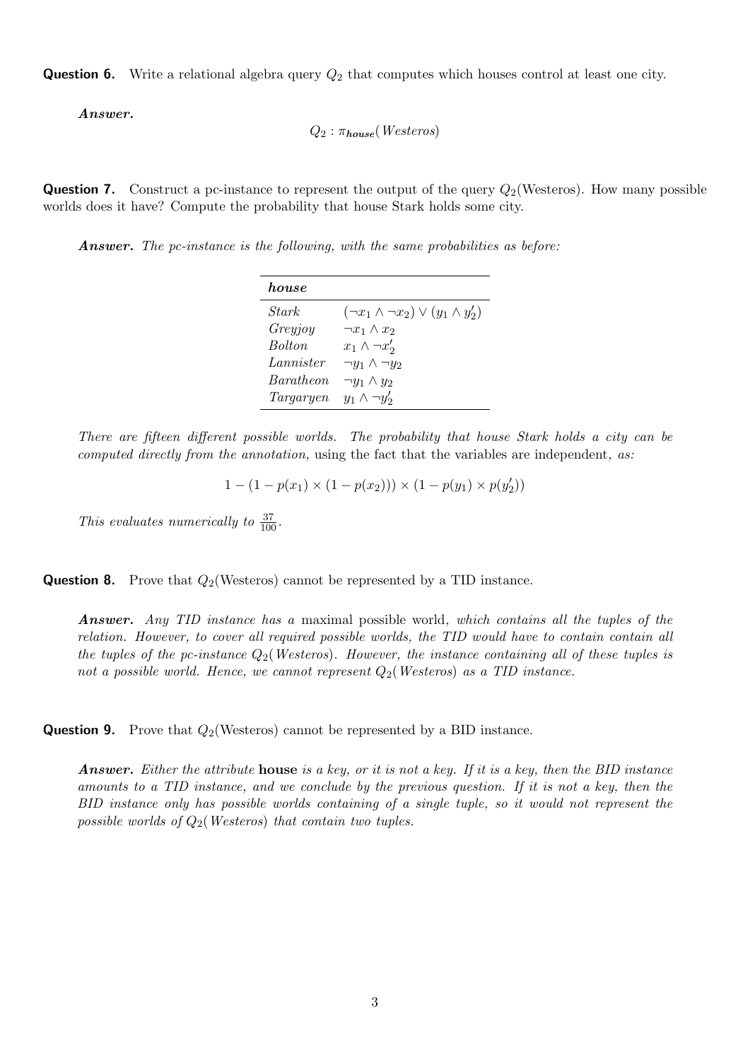**Question 6.** Write a relational algebra query $Q_2$ that computes which houses control at least one city.

***Answer.***

$$Q_2 : \pi_{\textbf{\textit{house}}}(\textit{Westeros})$$

**Question 7.** Construct a pc-instance to represent the output of the query $Q_2$(Westeros). How many possible worlds does it have? Compute the probability that house Stark holds some city.

***Answer.*** *The pc-instance is the following, with the same probabilities as before:*

| ***house*** | |
|---|---|
| *Stark* | $(\neg x_1 \wedge \neg x_2) \vee (y_1 \wedge y_2')$ |
| *Greyjoy* | $\neg x_1 \wedge x_2$ |
| *Bolton* | $x_1 \wedge \neg x_2'$ |
| *Lannister* | $\neg y_1 \wedge \neg y_2$ |
| *Baratheon* | $\neg y_1 \wedge y_2$ |
| *Targaryen* | $y_1 \wedge \neg y_2'$ |

*There are fifteen different possible worlds. The probability that house Stark holds a city can be computed directly from the annotation,* using the fact that the variables are independent*, as:*

$$1 - (1 - p(x_1) \times (1 - p(x_2))) \times (1 - p(y_1) \times p(y_2'))$$

*This evaluates numerically to* $\frac{37}{100}$.

**Question 8.** Prove that $Q_2$(Westeros) cannot be represented by a TID instance.

***Answer.*** *Any TID instance has a* maximal possible world*, which contains all the tuples of the relation. However, to cover all required possible worlds, the TID would have to contain contain all the tuples of the pc-instance $Q_2$(Westeros). However, the instance containing all of these tuples is not a possible world. Hence, we cannot represent $Q_2$(Westeros) as a TID instance.*

**Question 9.** Prove that $Q_2$(Westeros) cannot be represented by a BID instance.

***Answer.*** *Either the attribute* **house** *is a key, or it is not a key. If it is a key, then the BID instance amounts to a TID instance, and we conclude by the previous question. If it is not a key, then the BID instance only has possible worlds containing of a single tuple, so it would not represent the possible worlds of $Q_2$(Westeros) that contain two tuples.*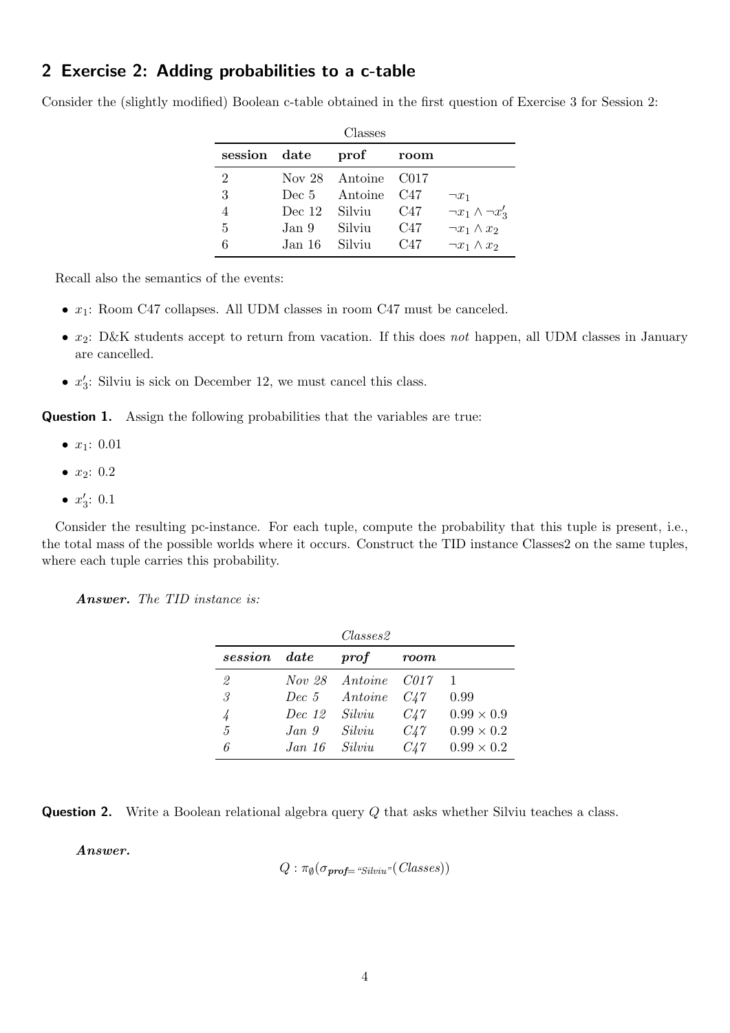## 2 Exercise 2: Adding probabilities to a c-table

Consider the (slightly modified) Boolean c-table obtained in the first question of Exercise 3 for Session 2:

Classes

| **session** | **date** | **prof** | **room** | |
|---|---|---|---|---|
| 2 | Nov 28 | Antoine | C017 | |
| 3 | Dec 5 | Antoine | C47 | $\neg x_1$ |
| 4 | Dec 12 | Silviu | C47 | $\neg x_1 \wedge \neg x'_3$ |
| 5 | Jan 9 | Silviu | C47 | $\neg x_1 \wedge x_2$ |
| 6 | Jan 16 | Silviu | C47 | $\neg x_1 \wedge x_2$ |

Recall also the semantics of the events:

- $x_1$: Room C47 collapses. All UDM classes in room C47 must be canceled.
- $x_2$: D&K students accept to return from vacation. If this does *not* happen, all UDM classes in January are cancelled.
- $x'_3$: Silviu is sick on December 12, we must cancel this class.

**Question 1.** Assign the following probabilities that the variables are true:

- $x_1$: 0.01
- $x_2$: 0.2
- $x'_3$: 0.1

Consider the resulting pc-instance. For each tuple, compute the probability that this tuple is present, i.e., the total mass of the possible worlds where it occurs. Construct the TID instance Classes2 on the same tuples, where each tuple carries this probability.

***Answer.*** *The TID instance is:*

*Classes2*

| ***session*** | ***date*** | ***prof*** | ***room*** | |
|---|---|---|---|---|
| *2* | *Nov 28* | *Antoine* | *C017* | 1 |
| *3* | *Dec 5* | *Antoine* | *C47* | 0.99 |
| *4* | *Dec 12* | *Silviu* | *C47* | $0.99 \times 0.9$ |
| *5* | *Jan 9* | *Silviu* | *C47* | $0.99 \times 0.2$ |
| *6* | *Jan 16* | *Silviu* | *C47* | $0.99 \times 0.2$ |

**Question 2.** Write a Boolean relational algebra query $Q$ that asks whether Silviu teaches a class.

***Answer.***

$$Q : \pi_{\emptyset}(\sigma_{\textbf{\textit{prof}}=\text{“Silviu”}}(\textit{Classes}))$$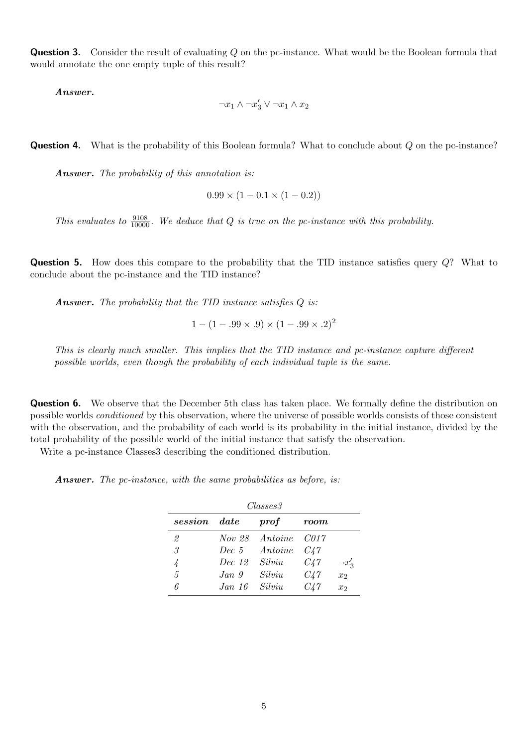**Question 3.** Consider the result of evaluating $Q$ on the pc-instance. What would be the Boolean formula that would annotate the one empty tuple of this result?

***Answer.***

$$\neg x_1 \wedge \neg x_3' \vee \neg x_1 \wedge x_2$$

**Question 4.** What is the probability of this Boolean formula? What to conclude about $Q$ on the pc-instance?

***Answer.*** *The probability of this annotation is:*

$$0.99 \times (1 - 0.1 \times (1 - 0.2))$$

*This evaluates to* $\frac{9108}{10000}$. *We deduce that* $Q$ *is true on the pc-instance with this probability.*

**Question 5.** How does this compare to the probability that the TID instance satisfies query $Q$? What to conclude about the pc-instance and the TID instance?

***Answer.*** *The probability that the TID instance satisfies Q is:*

$$1 - (1 - .99 \times .9) \times (1 - .99 \times .2)^2$$

*This is clearly much smaller. This implies that the TID instance and pc-instance capture different possible worlds, even though the probability of each individual tuple is the same.*

**Question 6.** We observe that the December 5th class has taken place. We formally define the distribution on possible worlds *conditioned* by this observation, where the universe of possible worlds consists of those consistent with the observation, and the probability of each world is its probability in the initial instance, divided by the total probability of the possible world of the initial instance that satisfy the observation.

Write a pc-instance Classes3 describing the conditioned distribution.

***Answer.*** *The pc-instance, with the same probabilities as before, is:*

*Classes3*

| ***session*** | ***date*** | ***prof*** | ***room*** | |
|---|---|---|---|---|
| *2* | *Nov 28* | *Antoine* | *C017* | |
| *3* | *Dec 5* | *Antoine* | *C47* | |
| *4* | *Dec 12* | *Silviu* | *C47* | $\neg x_3'$ |
| *5* | *Jan 9* | *Silviu* | *C47* | $x_2$ |
| *6* | *Jan 16* | *Silviu* | *C47* | $x_2$ |